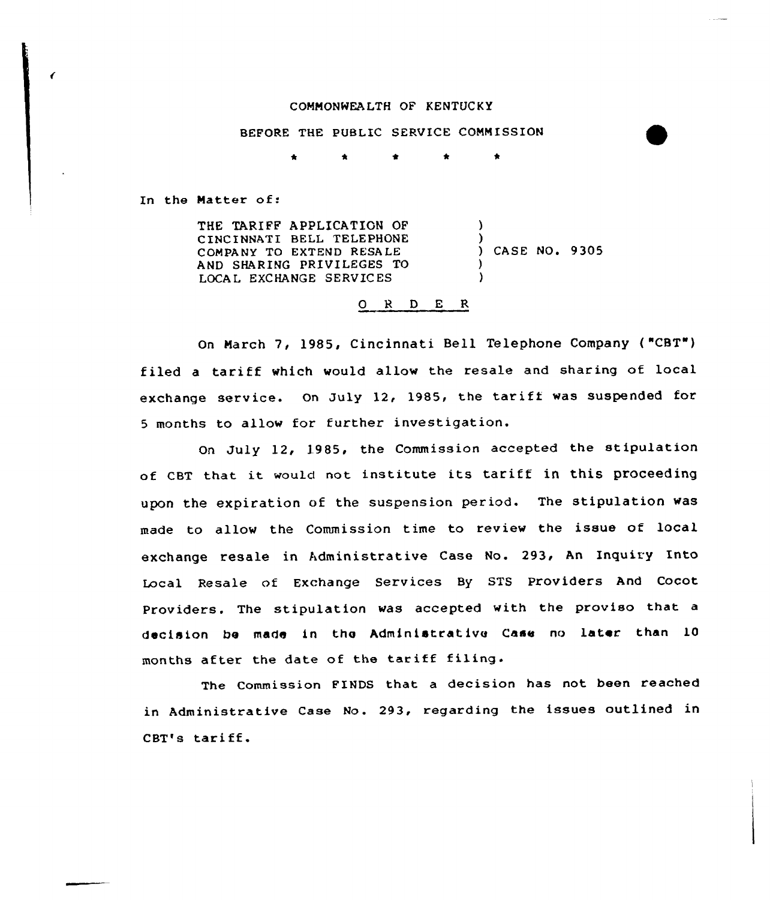COMMONWEALTH OF KENTUCKY

BEFORE THE PUBLIC SERVICE COMMISSION

\* \* \* \* \*

In the Matter of:

| | | |
|---|---|---|
| THE TARIFF APPLICATION OF CINCINNATI BELL TELEPHONE COMPANY TO EXTEND RESALE AND SHARING PRIVILEGES TO LOCAL EXCHANGE SERVICES | ) | CASE NO. 9305 |

O R D E R

On March 7, 1985, Cincinnati Bell Telephone Company ("CBT") filed a tariff which would allow the resale and sharing of local exchange service. On July 12, 1985, the tariff was suspended for 5 months to allow for further investigation.

On July 12, 1985, the Commission accepted the stipulation of CBT that it would not institute its tariff in this proceeding upon the expiration of the suspension period. The stipulation was made to allow the Commission time to review the issue of local exchange resale in Administrative Case No. 293, An Inquiry Into Local Resale of Exchange Services By STS Providers And Cocot Providers. The stipulation was accepted with the proviso that a decision be made in the Administrative Case no later than 10 months after the date of the tariff filing.

The Commission FINDS that a decision has not been reached in Administrative Case No. 293, regarding the issues outlined in CBT's tariff.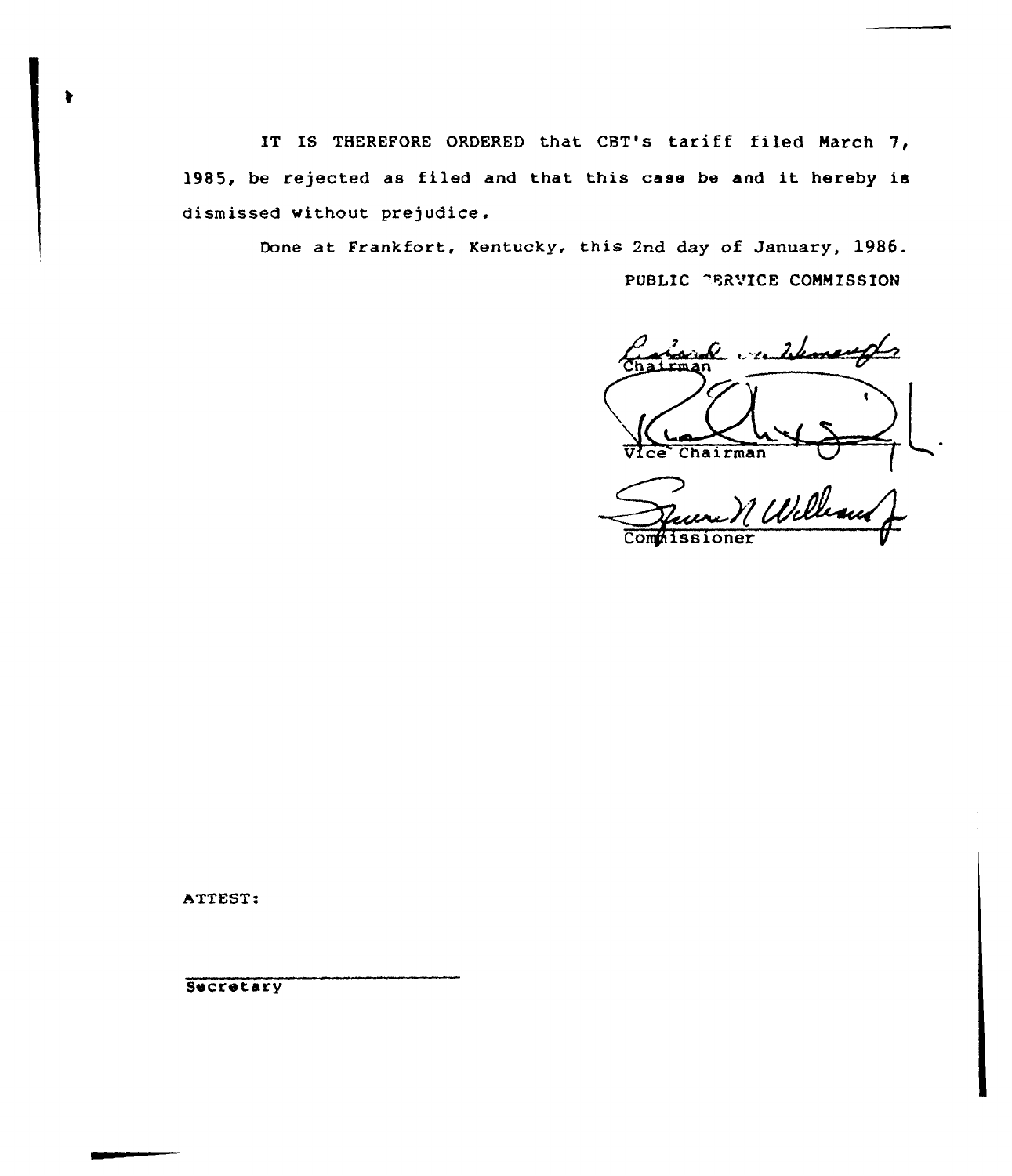IT IS THEREFORE ORDERED that CBT's tariff filed March 7, 1985, be rejected as filed and that this case be and it hereby is dismissed without prejudice.

Done at Frankfort, Kentucky, this 2nd day of January, 1986.

PUBLIC SERVICE COMMISSION

Chairman

Vice Chairman

Commissioner

ATTEST:

Secretary